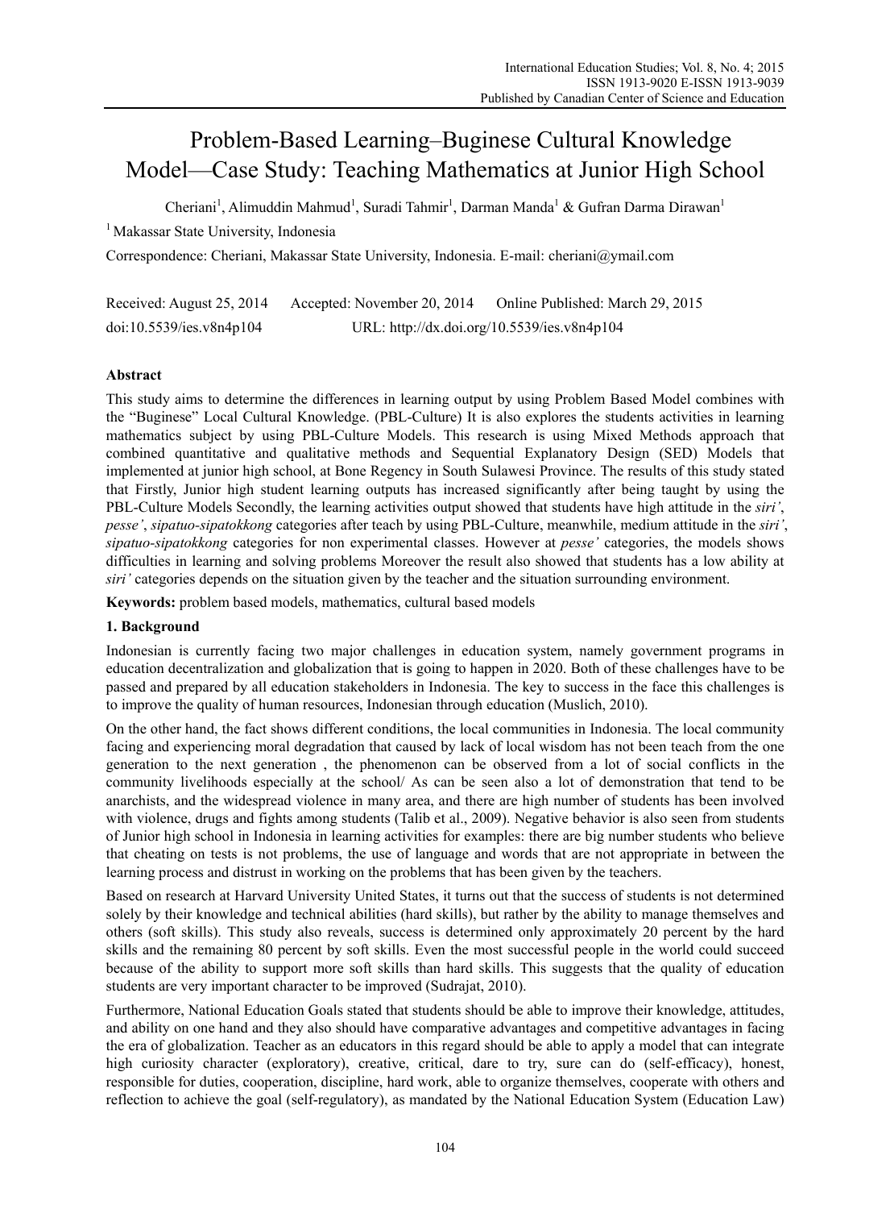# Problem-Based Learning–Buginese Cultural Knowledge Model—Case Study: Teaching Mathematics at Junior High School

Cheriani[1], Alimuddin Mahmud[1], Suradi Tahmir[1], Darman Manda[1] & Gufran Darma Dirawan[1]

[1] Makassar State University, Indonesia

Correspondence: Cheriani, Makassar State University, Indonesia. E-mail: cheriani@ymail.com

Received: August 25, 2014 Accepted: November 20, 2014 Online Published: March 29, 2015

doi:10.5539/ies.v8n4p104 URL: http://dx.doi.org/10.5539/ies.v8n4p104

## Abstract

This study aims to determine the differences in learning output by using Problem Based Model combines with the "Buginese" Local Cultural Knowledge. (PBL-Culture) It is also explores the students activities in learning mathematics subject by using PBL-Culture Models. This research is using Mixed Methods approach that combined quantitative and qualitative methods and Sequential Explanatory Design (SED) Models that implemented at junior high school, at Bone Regency in South Sulawesi Province. The results of this study stated that Firstly, Junior high student learning outputs has increased significantly after being taught by using the PBL-Culture Models Secondly, the learning activities output showed that students have high attitude in the *siri'*, *pesse'*, *sipatuo-sipatokkong* categories after teach by using PBL-Culture, meanwhile, medium attitude in the *siri'*, *sipatuo-sipatokkong* categories for non experimental classes. However at *pesse'* categories, the models shows difficulties in learning and solving problems Moreover the result also showed that students has a low ability at *siri'* categories depends on the situation given by the teacher and the situation surrounding environment.

**Keywords:** problem based models, mathematics, cultural based models

## 1. Background

Indonesian is currently facing two major challenges in education system, namely government programs in education decentralization and globalization that is going to happen in 2020. Both of these challenges have to be passed and prepared by all education stakeholders in Indonesia. The key to success in the face this challenges is to improve the quality of human resources, Indonesian through education (Muslich, 2010).

On the other hand, the fact shows different conditions, the local communities in Indonesia. The local community facing and experiencing moral degradation that caused by lack of local wisdom has not been teach from the one generation to the next generation , the phenomenon can be observed from a lot of social conflicts in the community livelihoods especially at the school/ As can be seen also a lot of demonstration that tend to be anarchists, and the widespread violence in many area, and there are high number of students has been involved with violence, drugs and fights among students (Talib et al., 2009). Negative behavior is also seen from students of Junior high school in Indonesia in learning activities for examples: there are big number students who believe that cheating on tests is not problems, the use of language and words that are not appropriate in between the learning process and distrust in working on the problems that has been given by the teachers.

Based on research at Harvard University United States, it turns out that the success of students is not determined solely by their knowledge and technical abilities (hard skills), but rather by the ability to manage themselves and others (soft skills). This study also reveals, success is determined only approximately 20 percent by the hard skills and the remaining 80 percent by soft skills. Even the most successful people in the world could succeed because of the ability to support more soft skills than hard skills. This suggests that the quality of education students are very important character to be improved (Sudrajat, 2010).

Furthermore, National Education Goals stated that students should be able to improve their knowledge, attitudes, and ability on one hand and they also should have comparative advantages and competitive advantages in facing the era of globalization. Teacher as an educators in this regard should be able to apply a model that can integrate high curiosity character (exploratory), creative, critical, dare to try, sure can do (self-efficacy), honest, responsible for duties, cooperation, discipline, hard work, able to organize themselves, cooperate with others and reflection to achieve the goal (self-regulatory), as mandated by the National Education System (Education Law)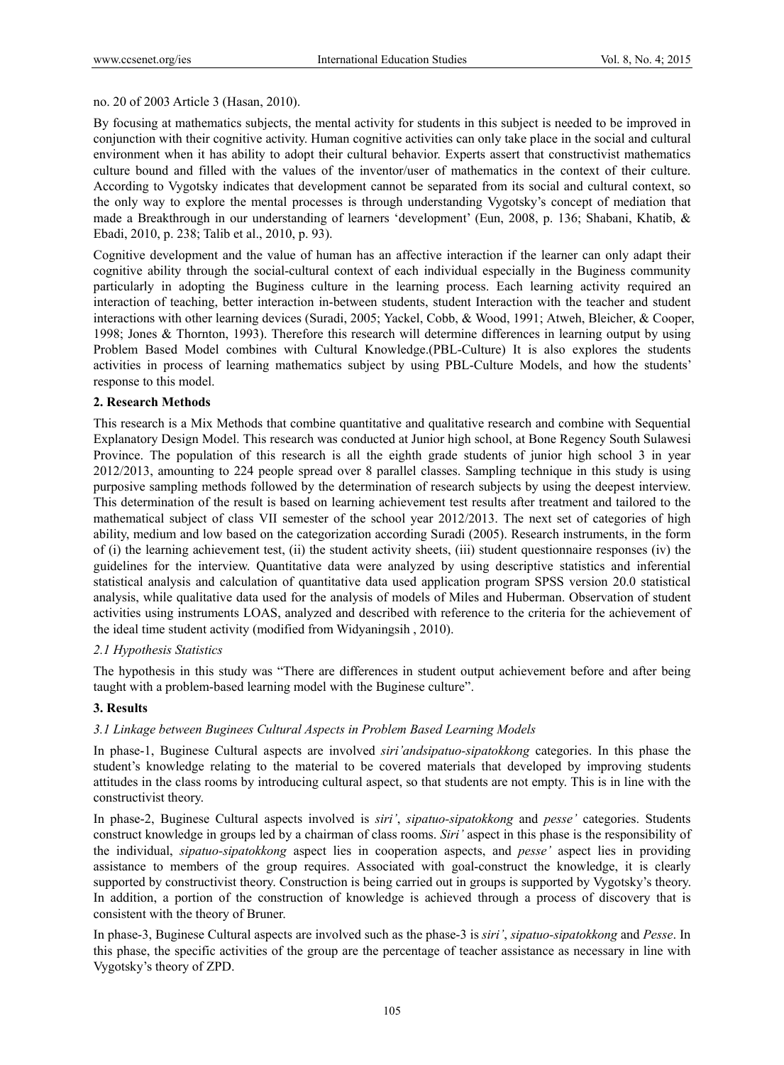no. 20 of 2003 Article 3 (Hasan, 2010).

By focusing at mathematics subjects, the mental activity for students in this subject is needed to be improved in conjunction with their cognitive activity. Human cognitive activities can only take place in the social and cultural environment when it has ability to adopt their cultural behavior. Experts assert that constructivist mathematics culture bound and filled with the values of the inventor/user of mathematics in the context of their culture. According to Vygotsky indicates that development cannot be separated from its social and cultural context, so the only way to explore the mental processes is through understanding Vygotsky's concept of mediation that made a Breakthrough in our understanding of learners 'development' (Eun, 2008, p. 136; Shabani, Khatib, & Ebadi, 2010, p. 238; Talib et al., 2010, p. 93).

Cognitive development and the value of human has an affective interaction if the learner can only adapt their cognitive ability through the social-cultural context of each individual especially in the Buginess community particularly in adopting the Buginess culture in the learning process. Each learning activity required an interaction of teaching, better interaction in-between students, student Interaction with the teacher and student interactions with other learning devices (Suradi, 2005; Yackel, Cobb, & Wood, 1991; Atweh, Bleicher, & Cooper, 1998; Jones & Thornton, 1993). Therefore this research will determine differences in learning output by using Problem Based Model combines with Cultural Knowledge.(PBL-Culture) It is also explores the students activities in process of learning mathematics subject by using PBL-Culture Models, and how the students' response to this model.

## 2. Research Methods

This research is a Mix Methods that combine quantitative and qualitative research and combine with Sequential Explanatory Design Model. This research was conducted at Junior high school, at Bone Regency South Sulawesi Province. The population of this research is all the eighth grade students of junior high school 3 in year 2012/2013, amounting to 224 people spread over 8 parallel classes. Sampling technique in this study is using purposive sampling methods followed by the determination of research subjects by using the deepest interview. This determination of the result is based on learning achievement test results after treatment and tailored to the mathematical subject of class VII semester of the school year 2012/2013. The next set of categories of high ability, medium and low based on the categorization according Suradi (2005). Research instruments, in the form of (i) the learning achievement test, (ii) the student activity sheets, (iii) student questionnaire responses (iv) the guidelines for the interview. Quantitative data were analyzed by using descriptive statistics and inferential statistical analysis and calculation of quantitative data used application program SPSS version 20.0 statistical analysis, while qualitative data used for the analysis of models of Miles and Huberman. Observation of student activities using instruments LOAS, analyzed and described with reference to the criteria for the achievement of the ideal time student activity (modified from Widyaningsih , 2010).

### *2.1 Hypothesis Statistics*

The hypothesis in this study was "There are differences in student output achievement before and after being taught with a problem-based learning model with the Buginese culture".

## 3. Results

### *3.1 Linkage between Buginees Cultural Aspects in Problem Based Learning Models*

In phase-1, Buginese Cultural aspects are involved *siri'andsipatuo-sipatokkong* categories. In this phase the student's knowledge relating to the material to be covered materials that developed by improving students attitudes in the class rooms by introducing cultural aspect, so that students are not empty. This is in line with the constructivist theory.

In phase-2, Buginese Cultural aspects involved is *siri'*, *sipatuo-sipatokkong* and *pesse'* categories. Students construct knowledge in groups led by a chairman of class rooms. *Siri'* aspect in this phase is the responsibility of the individual, *sipatuo-sipatokkong* aspect lies in cooperation aspects, and *pesse'* aspect lies in providing assistance to members of the group requires. Associated with goal-construct the knowledge, it is clearly supported by constructivist theory. Construction is being carried out in groups is supported by Vygotsky's theory. In addition, a portion of the construction of knowledge is achieved through a process of discovery that is consistent with the theory of Bruner.

In phase-3, Buginese Cultural aspects are involved such as the phase-3 is *siri'*, *sipatuo-sipatokkong* and *Pesse*. In this phase, the specific activities of the group are the percentage of teacher assistance as necessary in line with Vygotsky's theory of ZPD.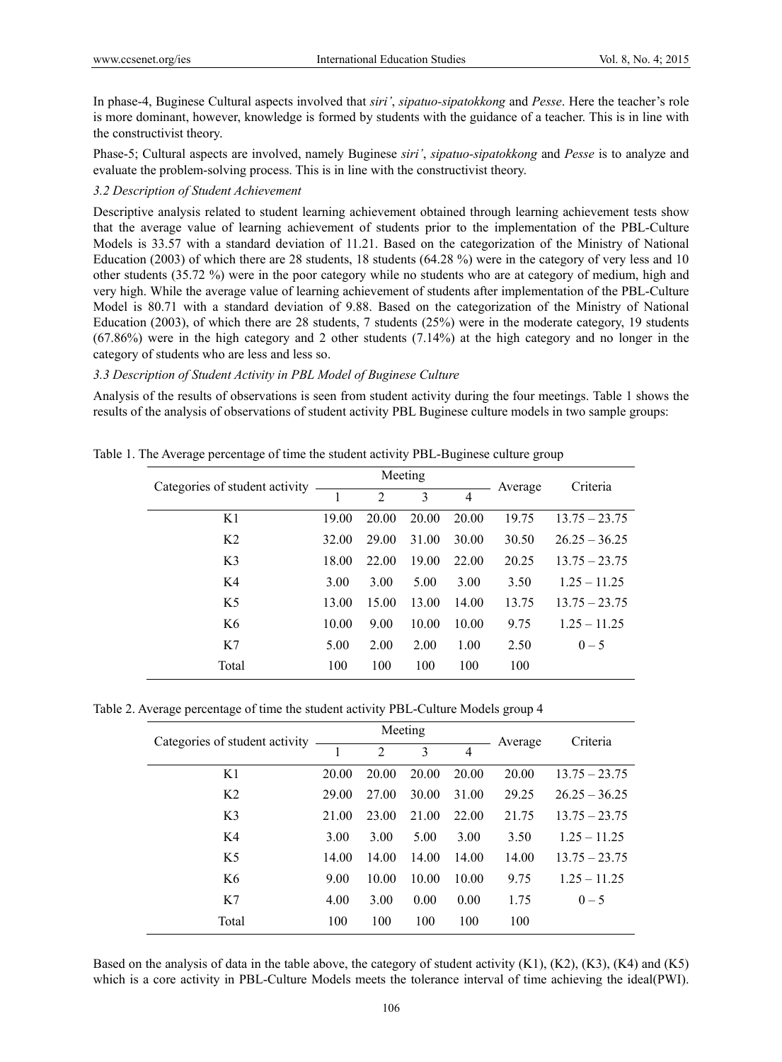In phase-4, Buginese Cultural aspects involved that *siri'*, *sipatuo-sipatokkong* and *Pesse*. Here the teacher's role is more dominant, however, knowledge is formed by students with the guidance of a teacher. This is in line with the constructivist theory.

Phase-5; Cultural aspects are involved, namely Buginese *siri'*, *sipatuo-sipatokkong* and *Pesse* is to analyze and evaluate the problem-solving process. This is in line with the constructivist theory.

### *3.2 Description of Student Achievement*

Descriptive analysis related to student learning achievement obtained through learning achievement tests show that the average value of learning achievement of students prior to the implementation of the PBL-Culture Models is 33.57 with a standard deviation of 11.21. Based on the categorization of the Ministry of National Education (2003) of which there are 28 students, 18 students (64.28 %) were in the category of very less and 10 other students (35.72 %) were in the poor category while no students who are at category of medium, high and very high. While the average value of learning achievement of students after implementation of the PBL-Culture Model is 80.71 with a standard deviation of 9.88. Based on the categorization of the Ministry of National Education (2003), of which there are 28 students, 7 students (25%) were in the moderate category, 19 students (67.86%) were in the high category and 2 other students (7.14%) at the high category and no longer in the category of students who are less and less so.

### *3.3 Description of Student Activity in PBL Model of Buginese Culture*

Analysis of the results of observations is seen from student activity during the four meetings. Table 1 shows the results of the analysis of observations of student activity PBL Buginese culture models in two sample groups:

Table 1. The Average percentage of time the student activity PBL-Buginese culture group

| Categories of student activity | Meeting | | | | Average | Criteria |
|---|---|---|---|---|---|---|
| | 1 | 2 | 3 | 4 | | |
| K1 | 19.00 | 20.00 | 20.00 | 20.00 | 19.75 | 13.75 – 23.75 |
| K2 | 32.00 | 29.00 | 31.00 | 30.00 | 30.50 | 26.25 – 36.25 |
| K3 | 18.00 | 22.00 | 19.00 | 22.00 | 20.25 | 13.75 – 23.75 |
| K4 | 3.00 | 3.00 | 5.00 | 3.00 | 3.50 | 1.25 – 11.25 |
| K5 | 13.00 | 15.00 | 13.00 | 14.00 | 13.75 | 13.75 – 23.75 |
| K6 | 10.00 | 9.00 | 10.00 | 10.00 | 9.75 | 1.25 – 11.25 |
| K7 | 5.00 | 2.00 | 2.00 | 1.00 | 2.50 | 0 – 5 |
| Total | 100 | 100 | 100 | 100 | 100 | |

Table 2. Average percentage of time the student activity PBL-Culture Models group 4

| Categories of student activity | Meeting | | | | Average | Criteria |
|---|---|---|---|---|---|---|
| | 1 | 2 | 3 | 4 | | |
| K1 | 20.00 | 20.00 | 20.00 | 20.00 | 20.00 | 13.75 – 23.75 |
| K2 | 29.00 | 27.00 | 30.00 | 31.00 | 29.25 | 26.25 – 36.25 |
| K3 | 21.00 | 23.00 | 21.00 | 22.00 | 21.75 | 13.75 – 23.75 |
| K4 | 3.00 | 3.00 | 5.00 | 3.00 | 3.50 | 1.25 – 11.25 |
| K5 | 14.00 | 14.00 | 14.00 | 14.00 | 14.00 | 13.75 – 23.75 |
| K6 | 9.00 | 10.00 | 10.00 | 10.00 | 9.75 | 1.25 – 11.25 |
| K7 | 4.00 | 3.00 | 0.00 | 0.00 | 1.75 | 0 – 5 |
| Total | 100 | 100 | 100 | 100 | 100 | |

Based on the analysis of data in the table above, the category of student activity (K1), (K2), (K3), (K4) and (K5) which is a core activity in PBL-Culture Models meets the tolerance interval of time achieving the ideal(PWI).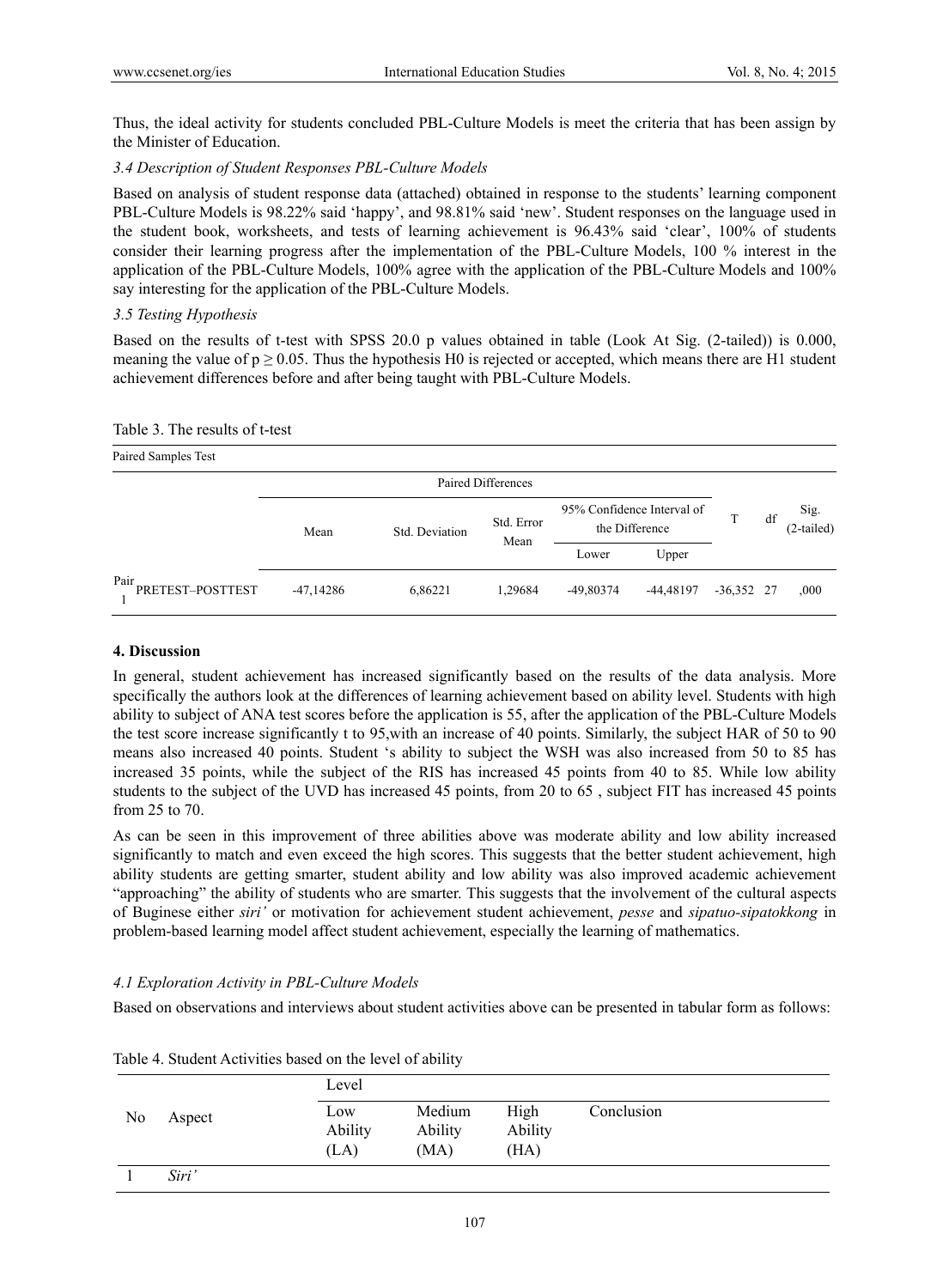Thus, the ideal activity for students concluded PBL-Culture Models is meet the criteria that has been assign by the Minister of Education.

### *3.4 Description of Student Responses PBL-Culture Models*

Based on analysis of student response data (attached) obtained in response to the students' learning component PBL-Culture Models is 98.22% said 'happy', and 98.81% said 'new'. Student responses on the language used in the student book, worksheets, and tests of learning achievement is 96.43% said 'clear', 100% of students consider their learning progress after the implementation of the PBL-Culture Models, 100 % interest in the application of the PBL-Culture Models, 100% agree with the application of the PBL-Culture Models and 100% say interesting for the application of the PBL-Culture Models.

### *3.5 Testing Hypothesis*

Based on the results of t-test with SPSS 20.0 p values obtained in table (Look At Sig. (2-tailed)) is 0.000, meaning the value of $p \geq 0.05$. Thus the hypothesis H0 is rejected or accepted, which means there are H1 student achievement differences before and after being taught with PBL-Culture Models.

Table 3. The results of t-test

Paired Samples Test

| | Paired Differences | | | | | T | df | Sig. (2-tailed) |
|---|---|---|---|---|---|---|---|---|
| | Mean | Std. Deviation | Std. Error Mean | 95% Confidence Interval of the Difference | | | | |
| | | | | Lower | Upper | | | |
| Pair 1 PRETEST–POSTTEST | -47,14286 | 6,86221 | 1,29684 | -49,80374 | -44,48197 | -36,352 | 27 | ,000 |

## 4. Discussion

In general, student achievement has increased significantly based on the results of the data analysis. More specifically the authors look at the differences of learning achievement based on ability level. Students with high ability to subject of ANA test scores before the application is 55, after the application of the PBL-Culture Models the test score increase significantly t to 95,with an increase of 40 points. Similarly, the subject HAR of 50 to 90 means also increased 40 points. Student 's ability to subject the WSH was also increased from 50 to 85 has increased 35 points, while the subject of the RIS has increased 45 points from 40 to 85. While low ability students to the subject of the UVD has increased 45 points, from 20 to 65 , subject FIT has increased 45 points from 25 to 70.

As can be seen in this improvement of three abilities above was moderate ability and low ability increased significantly to match and even exceed the high scores. This suggests that the better student achievement, high ability students are getting smarter, student ability and low ability was also improved academic achievement "approaching" the ability of students who are smarter. This suggests that the involvement of the cultural aspects of Buginese either *siri'* or motivation for achievement student achievement, *pesse* and *sipatuo-sipatokkong* in problem-based learning model affect student achievement, especially the learning of mathematics.

### *4.1 Exploration Activity in PBL-Culture Models*

Based on observations and interviews about student activities above can be presented in tabular form as follows:

Table 4. Student Activities based on the level of ability

| No | Aspect | Level | | | Conclusion |
|---|---|---|---|---|---|
| | | Low Ability (LA) | Medium Ability (MA) | High Ability (HA) | |
| 1 | *Siri'* | | | | |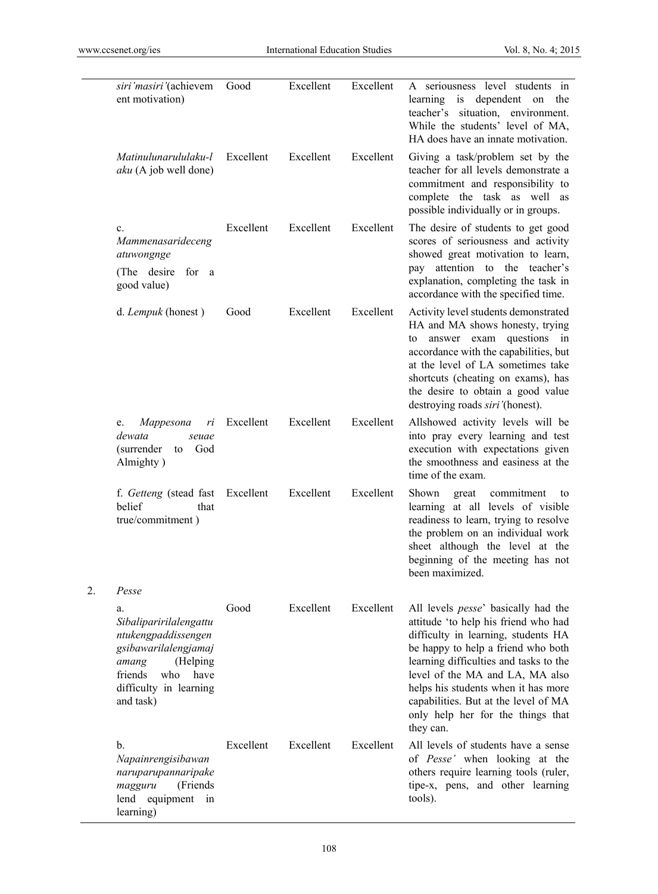| | | | | | |
|---|---|---|---|---|---|
| | *siri'masiri'*(achievement motivation) | Good | Excellent | Excellent | A seriousness level students in learning is dependent on the teacher's situation, environment. While the students' level of MA, HA does have an innate motivation. |
| | *Matinulunarululaku-laku* (A job well done) | Excellent | Excellent | Excellent | Giving a task/problem set by the teacher for all levels demonstrate a commitment and responsibility to complete the task as well as possible individually or in groups. |
| | c. *Mammenasarideceng atuwongnge* (The desire for a good value) | Excellent | Excellent | Excellent | The desire of students to get good scores of seriousness and activity showed great motivation to learn, pay attention to the teacher's explanation, completing the task in accordance with the specified time. |
| | d. *Lempuk* (honest ) | Good | Excellent | Excellent | Activity level students demonstrated HA and MA shows honesty, trying to answer exam questions in accordance with the capabilities, but at the level of LA sometimes take shortcuts (cheating on exams), has the desire to obtain a good value destroying roads *siri'*(honest). |
| | e. *Mappesona ri dewata seuae* (surrender to God Almighty ) | Excellent | Excellent | Excellent | Allshowed activity levels will be into pray every learning and test execution with expectations given the smoothness and easiness at the time of the exam. |
| | f. *Getteng* (stead fast belief that true/commitment ) | Excellent | Excellent | Excellent | Shown great commitment to learning at all levels of visible readiness to learn, trying to resolve the problem on an individual work sheet although the level at the beginning of the meeting has not been maximized. |
| 2. | *Pesse* | | | | |
| | a. *Sibalipariri­lalengattuntukengpaddissengengsibawarilalengjamajamang* (Helping friends who have difficulty in learning and task) | Good | Excellent | Excellent | All levels *pesse*' basically had the attitude 'to help his friend who had difficulty in learning, students HA be happy to help a friend who both learning difficulties and tasks to the level of the MA and LA, MA also helps his students when it has more capabilities. But at the level of MA only help her for the things that they can. |
| | b. *Napainrengisibawannaruparupannaripakemagguru* (Friends lend equipment in learning) | Excellent | Excellent | Excellent | All levels of students have a sense of *Pesse'* when looking at the others require learning tools (ruler, tipe-x, pens, and other learning tools). |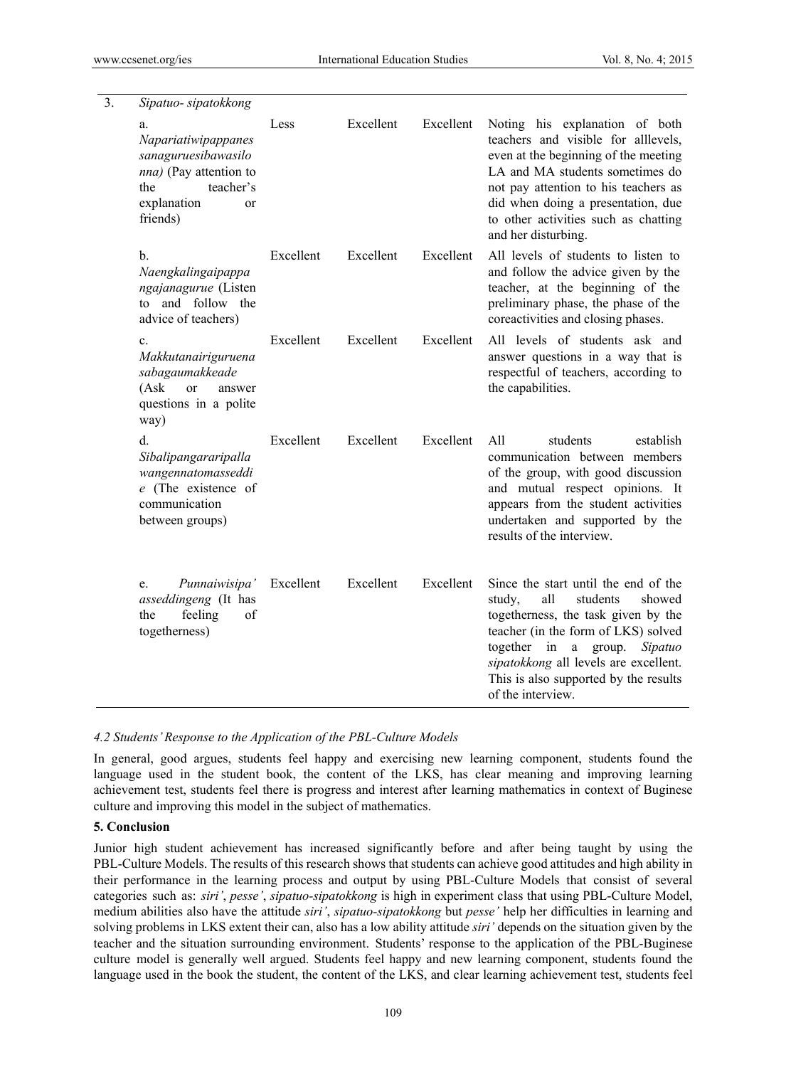| | | | | | |
|---|---|---|---|---|---|
| 3. | *Sipatuo- sipatokkong* | | | | |
| | a. *Napariatiwipappanes sanaguruesibawasilo nna)* (Pay attention to the teacher's explanation or friends) | Less | Excellent | Excellent | Noting his explanation of both teachers and visible for alllevels, even at the beginning of the meeting LA and MA students sometimes do not pay attention to his teachers as did when doing a presentation, due to other activities such as chatting and her disturbing. |
| | b. *Naengkalingaipappa ngajanagurue* (Listen to and follow the advice of teachers) | Excellent | Excellent | Excellent | All levels of students to listen to and follow the advice given by the teacher, at the beginning of the preliminary phase, the phase of the coreactivities and closing phases. |
| | c. *Makkutanairiguruena sabagaumakkeade* (Ask or answer questions in a polite way) | Excellent | Excellent | Excellent | All levels of students ask and answer questions in a way that is respectful of teachers, according to the capabilities. |
| | d. *Sibalipangararipalla wangennatomasseddi e* (The existence of communication between groups) | Excellent | Excellent | Excellent | All students establish communication between members of the group, with good discussion and mutual respect opinions. It appears from the student activities undertaken and supported by the results of the interview. |
| | e. *Punnaiwisipa' asseddingeng* (It has the feeling of togetherness) | Excellent | Excellent | Excellent | Since the start until the end of the study, all students showed togetherness, the task given by the teacher (in the form of LKS) solved together in a group. *Sipatuo sipatokkong* all levels are excellent. This is also supported by the results of the interview. |

### *4.2 Students' Response to the Application of the PBL-Culture Models*

In general, good argues, students feel happy and exercising new learning component, students found the language used in the student book, the content of the LKS, has clear meaning and improving learning achievement test, students feel there is progress and interest after learning mathematics in context of Buginese culture and improving this model in the subject of mathematics.

## 5. Conclusion

Junior high student achievement has increased significantly before and after being taught by using the PBL-Culture Models. The results of this research shows that students can achieve good attitudes and high ability in their performance in the learning process and output by using PBL-Culture Models that consist of several categories such as: *siri'*, *pesse'*, *sipatuo-sipatokkong* is high in experiment class that using PBL-Culture Model, medium abilities also have the attitude *siri'*, *sipatuo-sipatokkong* but *pesse'* help her difficulties in learning and solving problems in LKS extent their can, also has a low ability attitude *siri'* depends on the situation given by the teacher and the situation surrounding environment. Students' response to the application of the PBL-Buginese culture model is generally well argued. Students feel happy and new learning component, students found the language used in the book the student, the content of the LKS, and clear learning achievement test, students feel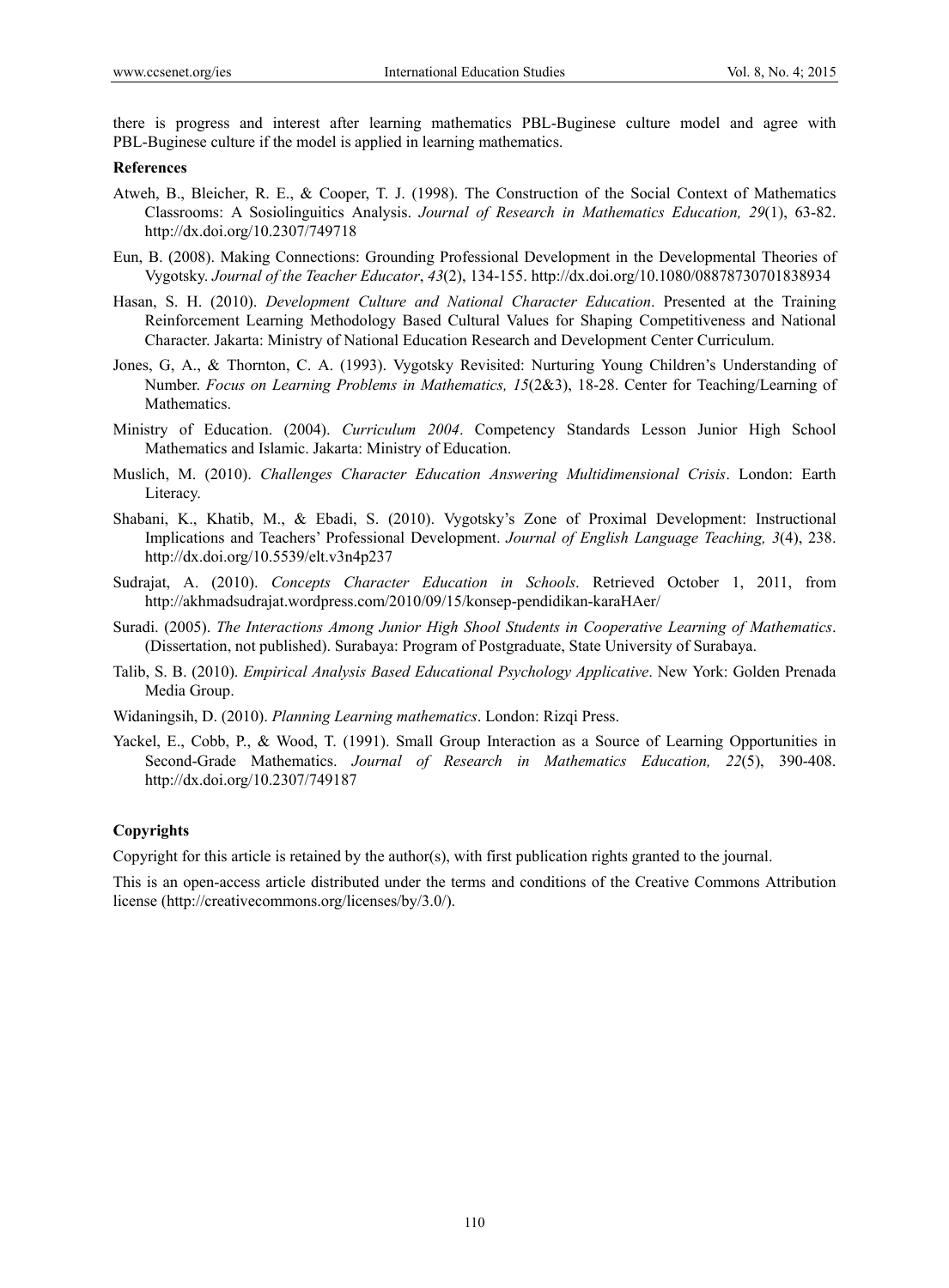there is progress and interest after learning mathematics PBL-Buginese culture model and agree with PBL-Buginese culture if the model is applied in learning mathematics.

## References

Atweh, B., Bleicher, R. E., & Cooper, T. J. (1998). The Construction of the Social Context of Mathematics Classrooms: A Sosiolinguitics Analysis. *Journal of Research in Mathematics Education, 29*(1), 63-82. http://dx.doi.org/10.2307/749718

Eun, B. (2008). Making Connections: Grounding Professional Development in the Developmental Theories of Vygotsky. *Journal of the Teacher Educator*, *43*(2), 134-155. http://dx.doi.org/10.1080/08878730701838934

Hasan, S. H. (2010). *Development Culture and National Character Education*. Presented at the Training Reinforcement Learning Methodology Based Cultural Values for Shaping Competitiveness and National Character. Jakarta: Ministry of National Education Research and Development Center Curriculum.

Jones, G, A., & Thornton, C. A. (1993). Vygotsky Revisited: Nurturing Young Children's Understanding of Number. *Focus on Learning Problems in Mathematics, 15*(2&3), 18-28. Center for Teaching/Learning of Mathematics.

Ministry of Education. (2004). *Curriculum 2004*. Competency Standards Lesson Junior High School Mathematics and Islamic. Jakarta: Ministry of Education.

Muslich, M. (2010). *Challenges Character Education Answering Multidimensional Crisis*. London: Earth Literacy.

Shabani, K., Khatib, M., & Ebadi, S. (2010). Vygotsky's Zone of Proximal Development: Instructional Implications and Teachers' Professional Development. *Journal of English Language Teaching, 3*(4), 238. http://dx.doi.org/10.5539/elt.v3n4p237

Sudrajat, A. (2010). *Concepts Character Education in Schools*. Retrieved October 1, 2011, from http://akhmadsudrajat.wordpress.com/2010/09/15/konsep-pendidikan-karaHAer/

Suradi. (2005). *The Interactions Among Junior High Shool Students in Cooperative Learning of Mathematics*. (Dissertation, not published). Surabaya: Program of Postgraduate, State University of Surabaya.

Talib, S. B. (2010). *Empirical Analysis Based Educational Psychology Applicative*. New York: Golden Prenada Media Group.

Widaningsih, D. (2010). *Planning Learning mathematics*. London: Rizqi Press.

Yackel, E., Cobb, P., & Wood, T. (1991). Small Group Interaction as a Source of Learning Opportunities in Second-Grade Mathematics. *Journal of Research in Mathematics Education, 22*(5), 390-408. http://dx.doi.org/10.2307/749187

## Copyrights

Copyright for this article is retained by the author(s), with first publication rights granted to the journal.

This is an open-access article distributed under the terms and conditions of the Creative Commons Attribution license (http://creativecommons.org/licenses/by/3.0/).